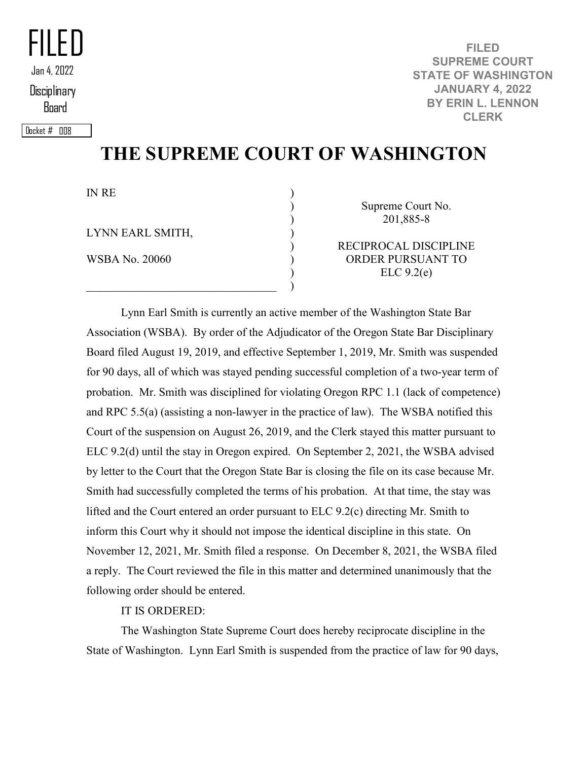FILED
Jan 4, 2022
Disciplinary Board

Docket # 008

FILED
SUPREME COURT
STATE OF WASHINGTON
JANUARY 4, 2022
BY ERIN L. LENNON
CLERK

# THE SUPREME COURT OF WASHINGTON

| | |
|---|---|
| IN RE<br><br>LYNN EARL SMITH,<br><br>WSBA No. 20060 | Supreme Court No. 201,885-8<br><br>RECIPROCAL DISCIPLINE ORDER PURSUANT TO ELC 9.2(e) |

Lynn Earl Smith is currently an active member of the Washington State Bar Association (WSBA). By order of the Adjudicator of the Oregon State Bar Disciplinary Board filed August 19, 2019, and effective September 1, 2019, Mr. Smith was suspended for 90 days, all of which was stayed pending successful completion of a two-year term of probation. Mr. Smith was disciplined for violating Oregon RPC 1.1 (lack of competence) and RPC 5.5(a) (assisting a non-lawyer in the practice of law). The WSBA notified this Court of the suspension on August 26, 2019, and the Clerk stayed this matter pursuant to ELC 9.2(d) until the stay in Oregon expired. On September 2, 2021, the WSBA advised by letter to the Court that the Oregon State Bar is closing the file on its case because Mr. Smith had successfully completed the terms of his probation. At that time, the stay was lifted and the Court entered an order pursuant to ELC 9.2(c) directing Mr. Smith to inform this Court why it should not impose the identical discipline in this state. On November 12, 2021, Mr. Smith filed a response. On December 8, 2021, the WSBA filed a reply. The Court reviewed the file in this matter and determined unanimously that the following order should be entered.

IT IS ORDERED:

The Washington State Supreme Court does hereby reciprocate discipline in the State of Washington. Lynn Earl Smith is suspended from the practice of law for 90 days,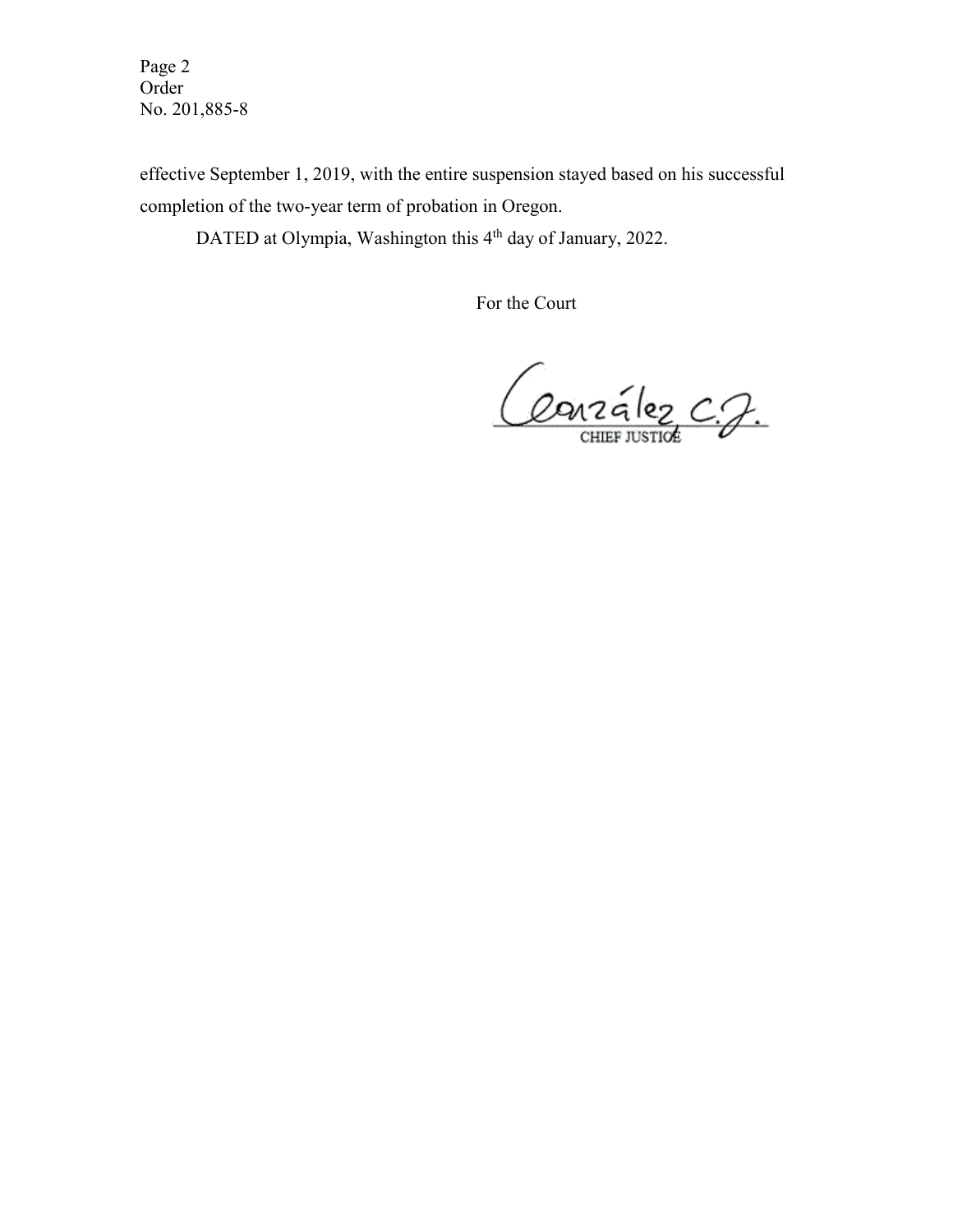effective September 1, 2019, with the entire suspension stayed based on his successful completion of the two-year term of probation in Oregon.

DATED at Olympia, Washington this 4th day of January, 2022.

For the Court

González C.J.

CHIEF JUSTICE